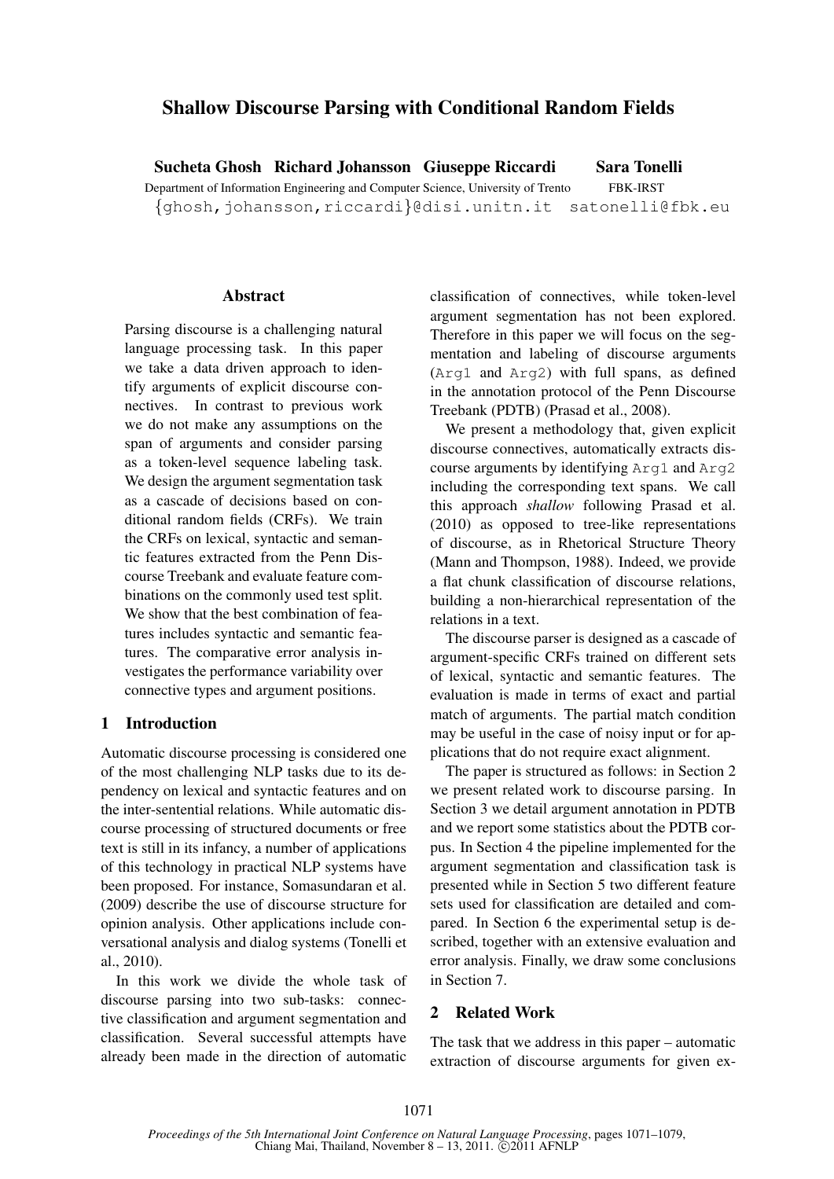# Shallow Discourse Parsing with Conditional Random Fields

**Sucheta Ghosh Richard Johansson Giuseppe Riccardi** — Department of Information Engineering and Computer Science, University of Trento

**Sara Tonelli** — FBK-IRST

{ghosh,johansson,riccardi}@disi.unitn.it satonelli@fbk.eu

## Abstract

Parsing discourse is a challenging natural language processing task. In this paper we take a data driven approach to identify arguments of explicit discourse connectives. In contrast to previous work we do not make any assumptions on the span of arguments and consider parsing as a token-level sequence labeling task. We design the argument segmentation task as a cascade of decisions based on conditional random fields (CRFs). We train the CRFs on lexical, syntactic and semantic features extracted from the Penn Discourse Treebank and evaluate feature combinations on the commonly used test split. We show that the best combination of features includes syntactic and semantic features. The comparative error analysis investigates the performance variability over connective types and argument positions.

## 1 Introduction

Automatic discourse processing is considered one of the most challenging NLP tasks due to its dependency on lexical and syntactic features and on the inter-sentential relations. While automatic discourse processing of structured documents or free text is still in its infancy, a number of applications of this technology in practical NLP systems have been proposed. For instance, Somasundaran et al. (2009) describe the use of discourse structure for opinion analysis. Other applications include conversational analysis and dialog systems (Tonelli et al., 2010).

In this work we divide the whole task of discourse parsing into two sub-tasks: connective classification and argument segmentation and classification. Several successful attempts have already been made in the direction of automatic classification of connectives, while token-level argument segmentation has not been explored. Therefore in this paper we will focus on the segmentation and labeling of discourse arguments (`Arg1` and `Arg2`) with full spans, as defined in the annotation protocol of the Penn Discourse Treebank (PDTB) (Prasad et al., 2008).

We present a methodology that, given explicit discourse connectives, automatically extracts discourse arguments by identifying `Arg1` and `Arg2` including the corresponding text spans. We call this approach *shallow* following Prasad et al. (2010) as opposed to tree-like representations of discourse, as in Rhetorical Structure Theory (Mann and Thompson, 1988). Indeed, we provide a flat chunk classification of discourse relations, building a non-hierarchical representation of the relations in a text.

The discourse parser is designed as a cascade of argument-specific CRFs trained on different sets of lexical, syntactic and semantic features. The evaluation is made in terms of exact and partial match of arguments. The partial match condition may be useful in the case of noisy input or for applications that do not require exact alignment.

The paper is structured as follows: in Section 2 we present related work to discourse parsing. In Section 3 we detail argument annotation in PDTB and we report some statistics about the PDTB corpus. In Section 4 the pipeline implemented for the argument segmentation and classification task is presented while in Section 5 two different feature sets used for classification are detailed and compared. In Section 6 the experimental setup is described, together with an extensive evaluation and error analysis. Finally, we draw some conclusions in Section 7.

## 2 Related Work

The task that we address in this paper – automatic extraction of discourse arguments for given ex-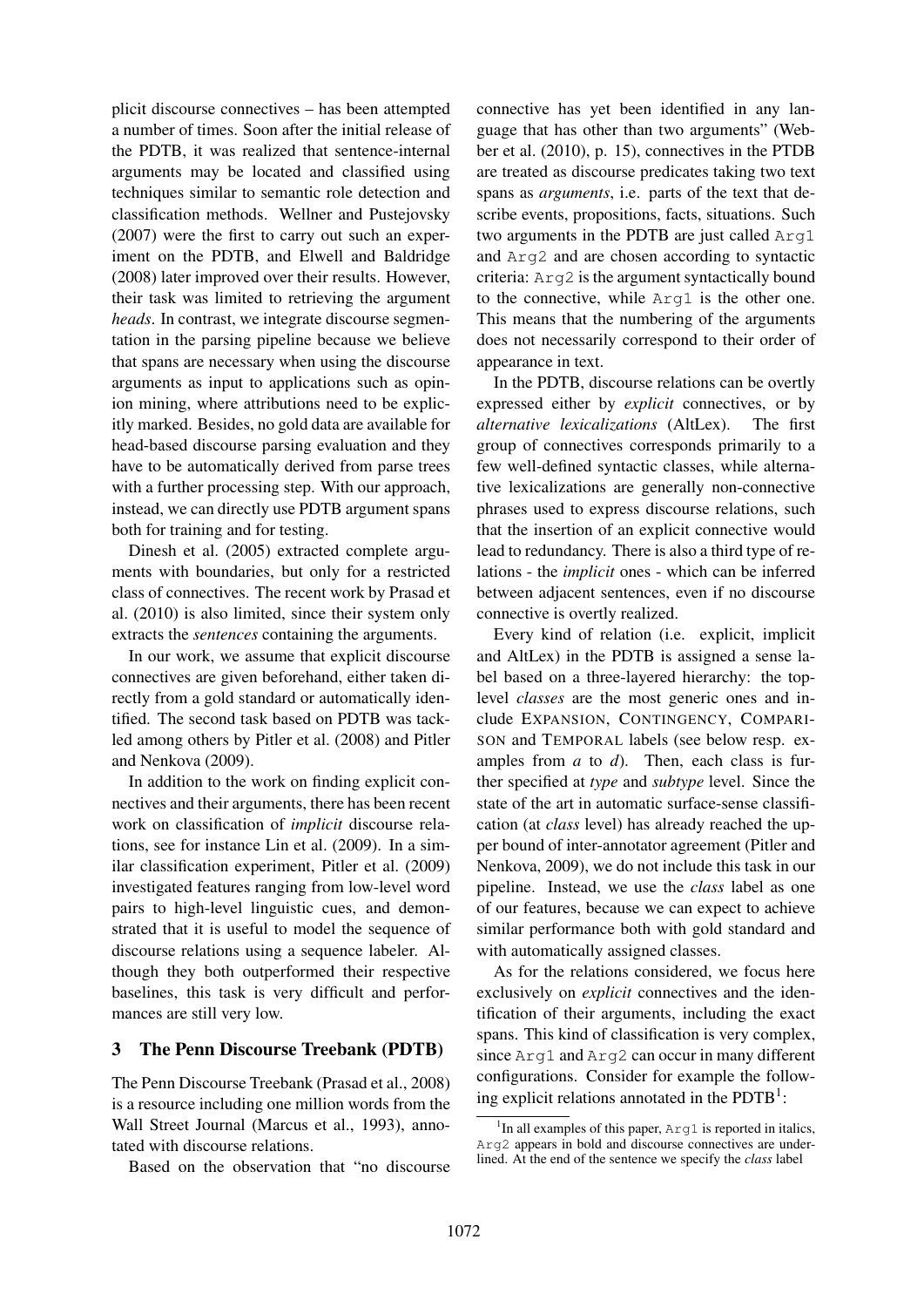plicit discourse connectives – has been attempted a number of times. Soon after the initial release of the PDTB, it was realized that sentence-internal arguments may be located and classified using techniques similar to semantic role detection and classification methods. Wellner and Pustejovsky (2007) were the first to carry out such an experiment on the PDTB, and Elwell and Baldridge (2008) later improved over their results. However, their task was limited to retrieving the argument *heads*. In contrast, we integrate discourse segmentation in the parsing pipeline because we believe that spans are necessary when using the discourse arguments as input to applications such as opinion mining, where attributions need to be explicitly marked. Besides, no gold data are available for head-based discourse parsing evaluation and they have to be automatically derived from parse trees with a further processing step. With our approach, instead, we can directly use PDTB argument spans both for training and for testing.

Dinesh et al. (2005) extracted complete arguments with boundaries, but only for a restricted class of connectives. The recent work by Prasad et al. (2010) is also limited, since their system only extracts the *sentences* containing the arguments.

In our work, we assume that explicit discourse connectives are given beforehand, either taken directly from a gold standard or automatically identified. The second task based on PDTB was tackled among others by Pitler et al. (2008) and Pitler and Nenkova (2009).

In addition to the work on finding explicit connectives and their arguments, there has been recent work on classification of *implicit* discourse relations, see for instance Lin et al. (2009). In a similar classification experiment, Pitler et al. (2009) investigated features ranging from low-level word pairs to high-level linguistic cues, and demonstrated that it is useful to model the sequence of discourse relations using a sequence labeler. Although they both outperformed their respective baselines, this task is very difficult and performances are still very low.

## 3 The Penn Discourse Treebank (PDTB)

The Penn Discourse Treebank (Prasad et al., 2008) is a resource including one million words from the Wall Street Journal (Marcus et al., 1993), annotated with discourse relations.

Based on the observation that "no discourse connective has yet been identified in any language that has other than two arguments" (Webber et al. (2010), p. 15), connectives in the PTDB are treated as discourse predicates taking two text spans as *arguments*, i.e. parts of the text that describe events, propositions, facts, situations. Such two arguments in the PDTB are just called `Arg1` and `Arg2` and are chosen according to syntactic criteria: `Arg2` is the argument syntactically bound to the connective, while `Arg1` is the other one. This means that the numbering of the arguments does not necessarily correspond to their order of appearance in text.

In the PDTB, discourse relations can be overtly expressed either by *explicit* connectives, or by *alternative lexicalizations* (AltLex). The first group of connectives corresponds primarily to a few well-defined syntactic classes, while alternative lexicalizations are generally non-connective phrases used to express discourse relations, such that the insertion of an explicit connective would lead to redundancy. There is also a third type of relations - the *implicit* ones - which can be inferred between adjacent sentences, even if no discourse connective is overtly realized.

Every kind of relation (i.e. explicit, implicit and AltLex) in the PDTB is assigned a sense label based on a three-layered hierarchy: the top-level *classes* are the most generic ones and include EXPANSION, CONTINGENCY, COMPARISON and TEMPORAL labels (see below resp. examples from *a* to *d*). Then, each class is further specified at *type* and *subtype* level. Since the state of the art in automatic surface-sense classification (at *class* level) has already reached the upper bound of inter-annotator agreement (Pitler and Nenkova, 2009), we do not include this task in our pipeline. Instead, we use the *class* label as one of our features, because we can expect to achieve similar performance both with gold standard and with automatically assigned classes.

As for the relations considered, we focus here exclusively on *explicit* connectives and the identification of their arguments, including the exact spans. This kind of classification is very complex, since `Arg1` and `Arg2` can occur in many different configurations. Consider for example the following explicit relations annotated in the PDTB[1]:

[1] In all examples of this paper, `Arg1` is reported in italics, `Arg2` appears in bold and discourse connectives are underlined. At the end of the sentence we specify the *class* label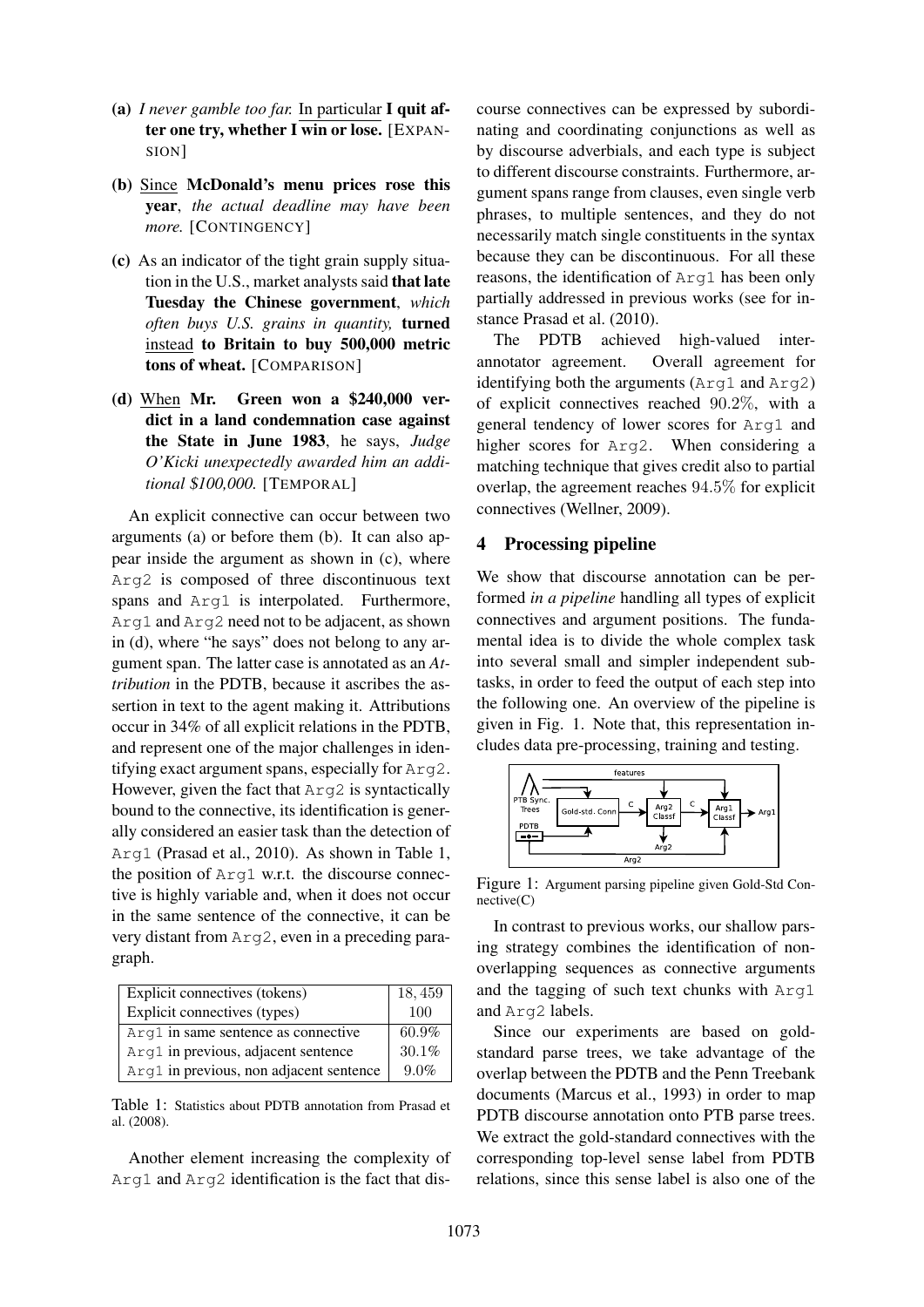(a) *I never gamble too far.* In particular **I quit after one try, whether I win or lose.** [EXPANSION]

(b) Since **McDonald's menu prices rose this year**, *the actual deadline may have been more.* [CONTINGENCY]

(c) As an indicator of the tight grain supply situation in the U.S., market analysts said **that late Tuesday the Chinese government**, *which often buys U.S. grains in quantity,* **turned** instead **to Britain to buy 500,000 metric tons of wheat.** [COMPARISON]

(d) When **Mr. Green won a $240,000 verdict in a land condemnation case against the State in June 1983**, he says, *Judge O'Kicki unexpectedly awarded him an additional $100,000.* [TEMPORAL]

An explicit connective can occur between two arguments (a) or before them (b). It can also appear inside the argument as shown in (c), where `Arg2` is composed of three discontinuous text spans and `Arg1` is interpolated. Furthermore, `Arg1` and `Arg2` need not to be adjacent, as shown in (d), where "he says" does not belong to any argument span. The latter case is annotated as an *Attribution* in the PDTB, because it ascribes the assertion in text to the agent making it. Attributions occur in 34% of all explicit relations in the PDTB, and represent one of the major challenges in identifying exact argument spans, especially for `Arg2`. However, given the fact that `Arg2` is syntactically bound to the connective, its identification is generally considered an easier task than the detection of `Arg1` (Prasad et al., 2010). As shown in Table 1, the position of `Arg1` w.r.t. the discourse connective is highly variable and, when it does not occur in the same sentence of the connective, it can be very distant from `Arg2`, even in a preceding paragraph.

| | |
|---|---|
| Explicit connectives (tokens) | 18,459 |
| Explicit connectives (types) | 100 |
| `Arg1` in same sentence as connective | 60.9% |
| `Arg1` in previous, adjacent sentence | 30.1% |
| `Arg1` in previous, non adjacent sentence | 9.0% |

Table 1: Statistics about PDTB annotation from Prasad et al. (2008).

Another element increasing the complexity of `Arg1` and `Arg2` identification is the fact that discourse connectives can be expressed by subordinating and coordinating conjunctions as well as by discourse adverbials, and each type is subject to different discourse constraints. Furthermore, argument spans range from clauses, even single verb phrases, to multiple sentences, and they do not necessarily match single constituents in the syntax because they can be discontinuous. For all these reasons, the identification of `Arg1` has been only partially addressed in previous works (see for instance Prasad et al. (2010).

The PDTB achieved high-valued inter-annotator agreement. Overall agreement for identifying both the arguments (`Arg1` and `Arg2`) of explicit connectives reached $90.2\%$, with a general tendency of lower scores for `Arg1` and higher scores for `Arg2`. When considering a matching technique that gives credit also to partial overlap, the agreement reaches $94.5\%$ for explicit connectives (Wellner, 2009).

## 4 Processing pipeline

We show that discourse annotation can be performed *in a pipeline* handling all types of explicit connectives and argument positions. The fundamental idea is to divide the whole complex task into several small and simpler independent subtasks, in order to feed the output of each step into the following one. An overview of the pipeline is given in Fig. 1. Note that, this representation includes data pre-processing, training and testing.

Figure 1: Argument parsing pipeline given Gold-Std Connective(C)

In contrast to previous works, our shallow parsing strategy combines the identification of non-overlapping sequences as connective arguments and the tagging of such text chunks with `Arg1` and `Arg2` labels.

Since our experiments are based on gold-standard parse trees, we take advantage of the overlap between the PDTB and the Penn Treebank documents (Marcus et al., 1993) in order to map PDTB discourse annotation onto PTB parse trees. We extract the gold-standard connectives with the corresponding top-level sense label from PDTB relations, since this sense label is also one of the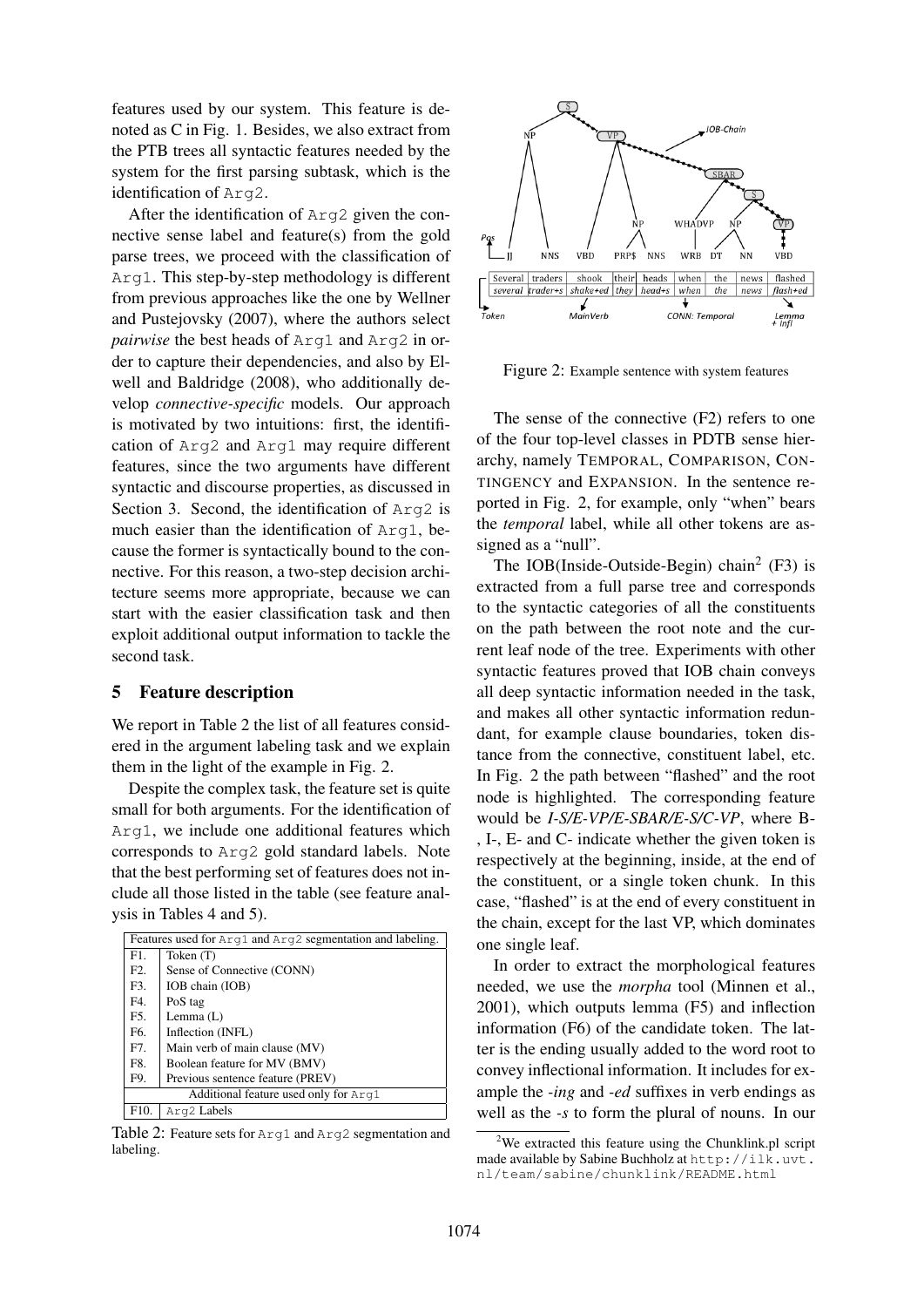features used by our system. This feature is denoted as C in Fig. 1. Besides, we also extract from the PTB trees all syntactic features needed by the system for the first parsing subtask, which is the identification of Arg2.

After the identification of Arg2 given the connective sense label and feature(s) from the gold parse trees, we proceed with the classification of Arg1. This step-by-step methodology is different from previous approaches like the one by Wellner and Pustejovsky (2007), where the authors select *pairwise* the best heads of Arg1 and Arg2 in order to capture their dependencies, and also by Elwell and Baldridge (2008), who additionally develop *connective-specific* models. Our approach is motivated by two intuitions: first, the identification of Arg2 and Arg1 may require different features, since the two arguments have different syntactic and discourse properties, as discussed in Section 3. Second, the identification of Arg2 is much easier than the identification of Arg1, because the former is syntactically bound to the connective. For this reason, a two-step decision architecture seems more appropriate, because we can start with the easier classification task and then exploit additional output information to tackle the second task.

## 5 Feature description

We report in Table 2 the list of all features considered in the argument labeling task and we explain them in the light of the example in Fig. 2.

Despite the complex task, the feature set is quite small for both arguments. For the identification of Arg1, we include one additional features which corresponds to Arg2 gold standard labels. Note that the best performing set of features does not include all those listed in the table (see feature analysis in Tables 4 and 5).

| Features used for Arg1 and Arg2 segmentation and labeling. | |
|---|---|
| F1. | Token (T) |
| F2. | Sense of Connective (CONN) |
| F3. | IOB chain (IOB) |
| F4. | PoS tag |
| F5. | Lemma (L) |
| F6. | Inflection (INFL) |
| F7. | Main verb of main clause (MV) |
| F8. | Boolean feature for MV (BMV) |
| F9. | Previous sentence feature (PREV) |
| Additional feature used only for Arg1 | |
| F10. | Arg2 Labels |

Table 2: Feature sets for Arg1 and Arg2 segmentation and labeling.

Figure 2: Example sentence with system features

The sense of the connective (F2) refers to one of the four top-level classes in PDTB sense hierarchy, namely TEMPORAL, COMPARISON, CONTINGENCY and EXPANSION. In the sentence reported in Fig. 2, for example, only "when" bears the *temporal* label, while all other tokens are assigned as a "null".

The IOB(Inside-Outside-Begin) chain[2] (F3) is extracted from a full parse tree and corresponds to the syntactic categories of all the constituents on the path between the root note and the current leaf node of the tree. Experiments with other syntactic features proved that IOB chain conveys all deep syntactic information needed in the task, and makes all other syntactic information redundant, for example clause boundaries, token distance from the connective, constituent label, etc. In Fig. 2 the path between "flashed" and the root node is highlighted. The corresponding feature would be *I-S/E-VP/E-SBAR/E-S/C-VP*, where B-, I-, E- and C- indicate whether the given token is respectively at the beginning, inside, at the end of the constituent, or a single token chunk. In this case, "flashed" is at the end of every constituent in the chain, except for the last VP, which dominates one single leaf.

In order to extract the morphological features needed, we use the *morpha* tool (Minnen et al., 2001), which outputs lemma (F5) and inflection information (F6) of the candidate token. The latter is the ending usually added to the word root to convey inflectional information. It includes for example the *-ing* and *-ed* suffixes in verb endings as well as the *-s* to form the plural of nouns. In our

[2] We extracted this feature using the Chunklink.pl script made available by Sabine Buchholz at http://ilk.uvt.nl/team/sabine/chunklink/README.html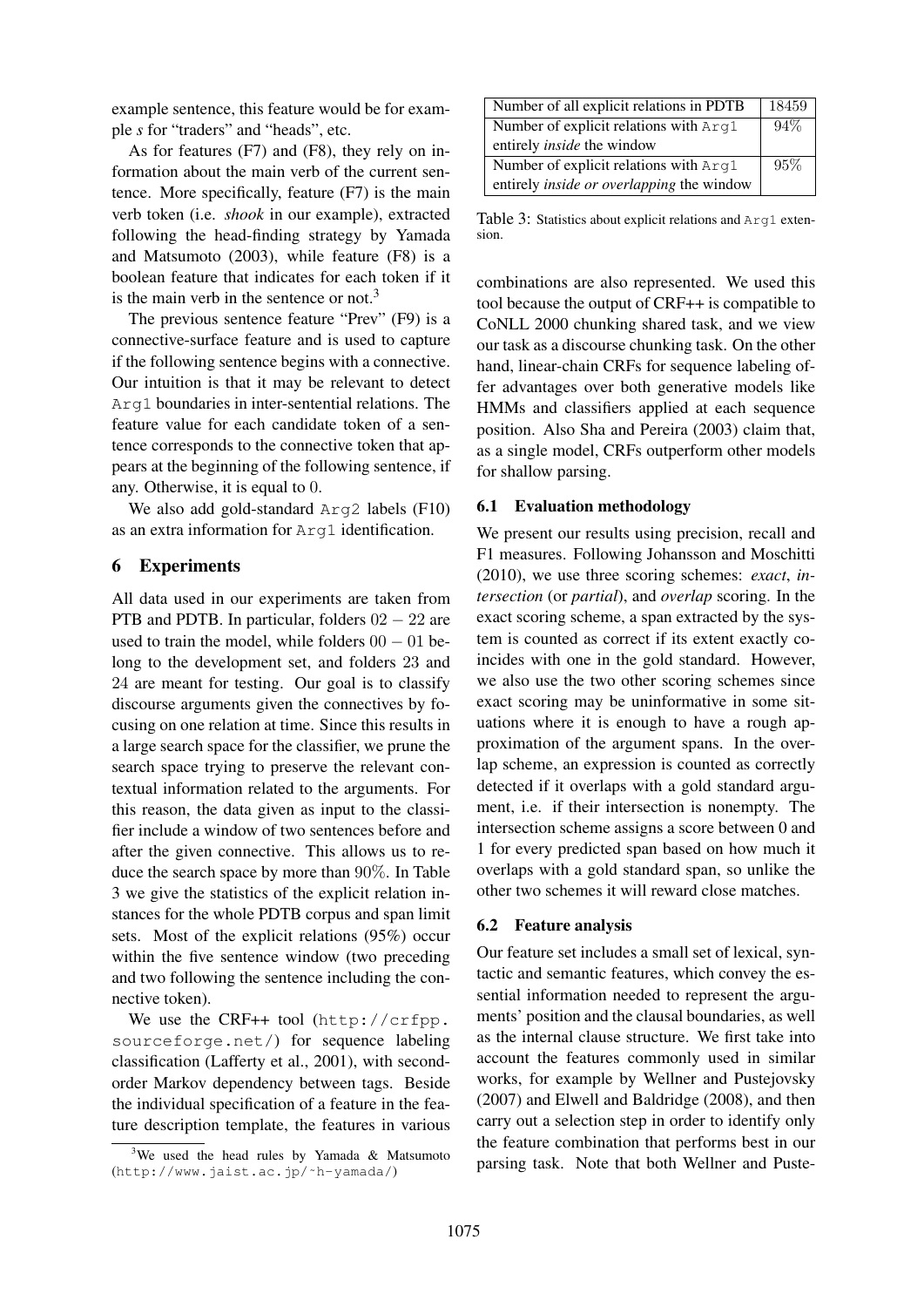example sentence, this feature would be for example *s* for "traders" and "heads", etc.

As for features (F7) and (F8), they rely on information about the main verb of the current sentence. More specifically, feature (F7) is the main verb token (i.e. *shook* in our example), extracted following the head-finding strategy by Yamada and Matsumoto (2003), while feature (F8) is a boolean feature that indicates for each token if it is the main verb in the sentence or not.[3]

The previous sentence feature "Prev" (F9) is a connective-surface feature and is used to capture if the following sentence begins with a connective. Our intuition is that it may be relevant to detect Arg1 boundaries in inter-sentential relations. The feature value for each candidate token of a sentence corresponds to the connective token that appears at the beginning of the following sentence, if any. Otherwise, it is equal to 0.

We also add gold-standard Arg2 labels (F10) as an extra information for Arg1 identification.

## 6 Experiments

All data used in our experiments are taken from PTB and PDTB. In particular, folders $02-22$ are used to train the model, while folders $00-01$ belong to the development set, and folders 23 and 24 are meant for testing. Our goal is to classify discourse arguments given the connectives by focusing on one relation at time. Since this results in a large search space for the classifier, we prune the search space trying to preserve the relevant contextual information related to the arguments. For this reason, the data given as input to the classifier include a window of two sentences before and after the given connective. This allows us to reduce the search space by more than 90%. In Table 3 we give the statistics of the explicit relation instances for the whole PDTB corpus and span limit sets. Most of the explicit relations (95%) occur within the five sentence window (two preceding and two following the sentence including the connective token).

We use the CRF++ tool (http://crfpp.sourceforge.net/) for sequence labeling classification (Lafferty et al., 2001), with second-order Markov dependency between tags. Beside the individual specification of a feature in the feature description template, the features in various combinations are also represented. We used this tool because the output of CRF++ is compatible to CoNLL 2000 chunking shared task, and we view our task as a discourse chunking task. On the other hand, linear-chain CRFs for sequence labeling offer advantages over both generative models like HMMs and classifiers applied at each sequence position. Also Sha and Pereira (2003) claim that, as a single model, CRFs outperform other models for shallow parsing.

| Number of all explicit relations in PDTB | 18459 |
|---|---|
| Number of explicit relations with Arg1 entirely *inside* the window | 94% |
| Number of explicit relations with Arg1 entirely *inside or overlapping* the window | 95% |

Table 3: Statistics about explicit relations and Arg1 extension.

### 6.1 Evaluation methodology

We present our results using precision, recall and F1 measures. Following Johansson and Moschitti (2010), we use three scoring schemes: *exact*, *intersection* (or *partial*), and *overlap* scoring. In the exact scoring scheme, a span extracted by the system is counted as correct if its extent exactly coincides with one in the gold standard. However, we also use the two other scoring schemes since exact scoring may be uninformative in some situations where it is enough to have a rough approximation of the argument spans. In the overlap scheme, an expression is counted as correctly detected if it overlaps with a gold standard argument, i.e. if their intersection is nonempty. The intersection scheme assigns a score between 0 and 1 for every predicted span based on how much it overlaps with a gold standard span, so unlike the other two schemes it will reward close matches.

### 6.2 Feature analysis

Our feature set includes a small set of lexical, syntactic and semantic features, which convey the essential information needed to represent the arguments' position and the clausal boundaries, as well as the internal clause structure. We first take into account the features commonly used in similar works, for example by Wellner and Pustejovsky (2007) and Elwell and Baldridge (2008), and then carry out a selection step in order to identify only the feature combination that performs best in our parsing task. Note that both Wellner and Puste-

[3]We used the head rules by Yamada & Matsumoto (http://www.jaist.ac.jp/~h-yamada/)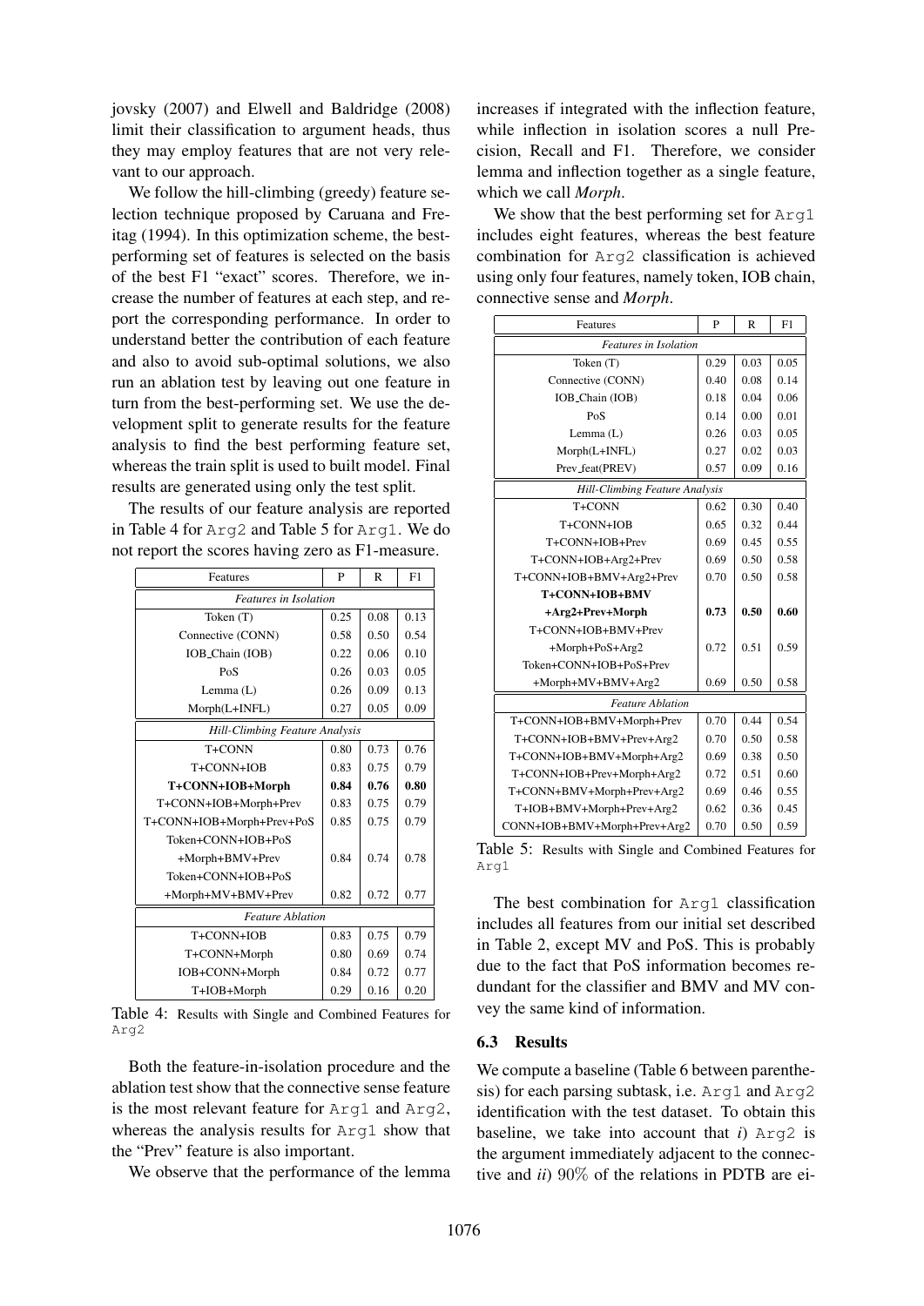jovsky (2007) and Elwell and Baldridge (2008) limit their classification to argument heads, thus they may employ features that are not very relevant to our approach.

We follow the hill-climbing (greedy) feature selection technique proposed by Caruana and Freitag (1994). In this optimization scheme, the best-performing set of features is selected on the basis of the best F1 "exact" scores. Therefore, we increase the number of features at each step, and report the corresponding performance. In order to understand better the contribution of each feature and also to avoid sub-optimal solutions, we also run an ablation test by leaving out one feature in turn from the best-performing set. We use the development split to generate results for the feature analysis to find the best performing feature set, whereas the train split is used to built model. Final results are generated using only the test split.

The results of our feature analysis are reported in Table 4 for `Arg2` and Table 5 for `Arg1`. We do not report the scores having zero as F1-measure.

| Features | P | R | F1 |
|---|---|---|---|
| *Features in Isolation* | | | |
| Token (T) | 0.25 | 0.08 | 0.13 |
| Connective (CONN) | 0.58 | 0.50 | 0.54 |
| IOB_Chain (IOB) | 0.22 | 0.06 | 0.10 |
| PoS | 0.26 | 0.03 | 0.05 |
| Lemma (L) | 0.26 | 0.09 | 0.13 |
| Morph(L+INFL) | 0.27 | 0.05 | 0.09 |
| *Hill-Climbing Feature Analysis* | | | |
| T+CONN | 0.80 | 0.73 | 0.76 |
| T+CONN+IOB | 0.83 | 0.75 | 0.79 |
| **T+CONN+IOB+Morph** | **0.84** | **0.76** | **0.80** |
| T+CONN+IOB+Morph+Prev | 0.83 | 0.75 | 0.79 |
| T+CONN+IOB+Morph+Prev+PoS | 0.85 | 0.75 | 0.79 |
| Token+CONN+IOB+PoS +Morph+BMV+Prev | 0.84 | 0.74 | 0.78 |
| Token+CONN+IOB+PoS +Morph+MV+BMV+Prev | 0.82 | 0.72 | 0.77 |
| *Feature Ablation* | | | |
| T+CONN+IOB | 0.83 | 0.75 | 0.79 |
| T+CONN+Morph | 0.80 | 0.69 | 0.74 |
| IOB+CONN+Morph | 0.84 | 0.72 | 0.77 |
| T+IOB+Morph | 0.29 | 0.16 | 0.20 |

Table 4: Results with Single and Combined Features for `Arg2`

Both the feature-in-isolation procedure and the ablation test show that the connective sense feature is the most relevant feature for `Arg1` and `Arg2`, whereas the analysis results for `Arg1` show that the "Prev" feature is also important.

We observe that the performance of the lemma increases if integrated with the inflection feature, while inflection in isolation scores a null Precision, Recall and F1. Therefore, we consider lemma and inflection together as a single feature, which we call *Morph*.

We show that the best performing set for `Arg1` includes eight features, whereas the best feature combination for `Arg2` classification is achieved using only four features, namely token, IOB chain, connective sense and *Morph*.

| Features | P | R | F1 |
|---|---|---|---|
| *Features in Isolation* | | | |
| Token (T) | 0.29 | 0.03 | 0.05 |
| Connective (CONN) | 0.40 | 0.08 | 0.14 |
| IOB_Chain (IOB) | 0.18 | 0.04 | 0.06 |
| PoS | 0.14 | 0.00 | 0.01 |
| Lemma (L) | 0.26 | 0.03 | 0.05 |
| Morph(L+INFL) | 0.27 | 0.02 | 0.03 |
| Prev_feat(PREV) | 0.57 | 0.09 | 0.16 |
| *Hill-Climbing Feature Analysis* | | | |
| T+CONN | 0.62 | 0.30 | 0.40 |
| T+CONN+IOB | 0.65 | 0.32 | 0.44 |
| T+CONN+IOB+Prev | 0.69 | 0.45 | 0.55 |
| T+CONN+IOB+Arg2+Prev | 0.69 | 0.50 | 0.58 |
| T+CONN+IOB+BMV+Arg2+Prev | 0.70 | 0.50 | 0.58 |
| **T+CONN+IOB+BMV +Arg2+Prev+Morph** | **0.73** | **0.50** | **0.60** |
| T+CONN+IOB+BMV+Prev +Morph+PoS+Arg2 | 0.72 | 0.51 | 0.59 |
| Token+CONN+IOB+PoS+Prev +Morph+MV+BMV+Arg2 | 0.69 | 0.50 | 0.58 |
| *Feature Ablation* | | | |
| T+CONN+IOB+BMV+Morph+Prev | 0.70 | 0.44 | 0.54 |
| T+CONN+IOB+BMV+Prev+Arg2 | 0.70 | 0.50 | 0.58 |
| T+CONN+IOB+BMV+Morph+Arg2 | 0.69 | 0.38 | 0.50 |
| T+CONN+IOB+Prev+Morph+Arg2 | 0.72 | 0.51 | 0.60 |
| T+CONN+BMV+Morph+Prev+Arg2 | 0.69 | 0.46 | 0.55 |
| T+IOB+BMV+Morph+Prev+Arg2 | 0.62 | 0.36 | 0.45 |
| CONN+IOB+BMV+Morph+Prev+Arg2 | 0.70 | 0.50 | 0.59 |

Table 5: Results with Single and Combined Features for `Arg1`

The best combination for `Arg1` classification includes all features from our initial set described in Table 2, except MV and PoS. This is probably due to the fact that PoS information becomes redundant for the classifier and BMV and MV convey the same kind of information.

### 6.3 Results

We compute a baseline (Table 6 between parenthesis) for each parsing subtask, i.e. `Arg1` and `Arg2` identification with the test dataset. To obtain this baseline, we take into account that *i*) `Arg2` is the argument immediately adjacent to the connective and *ii*) 90% of the relations in PDTB are ei-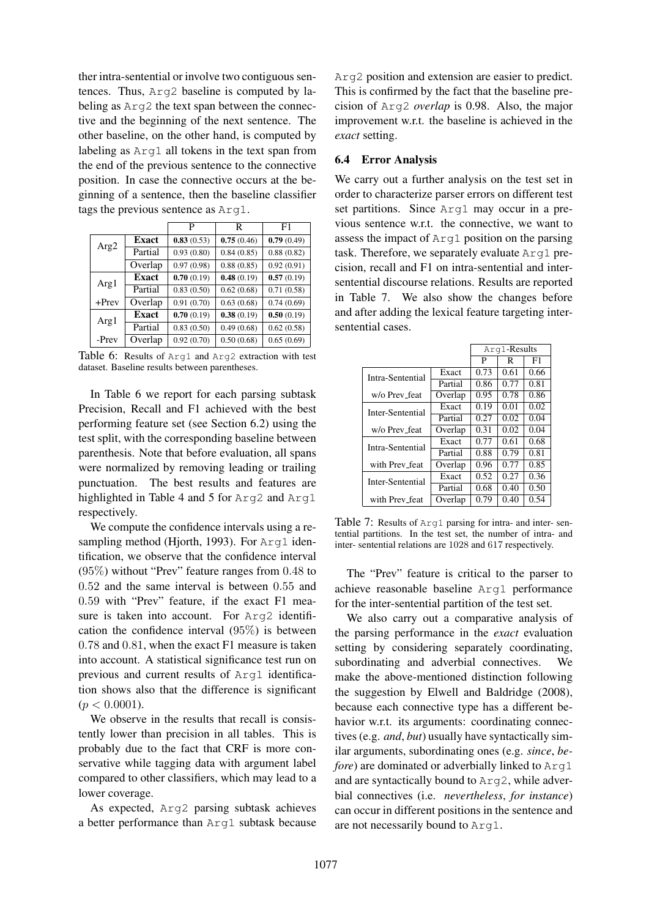ther intra-sentential or involve two contiguous sentences. Thus, Arg2 baseline is computed by labeling as Arg2 the text span between the connective and the beginning of the next sentence. The other baseline, on the other hand, is computed by labeling as Arg1 all tokens in the text span from the end of the previous sentence to the connective position. In case the connective occurs at the beginning of a sentence, then the baseline classifier tags the previous sentence as Arg1.

| | | P | R | F1 |
|---|---|---|---|---|
| Arg2 | **Exact** | **0.83** (0.53) | **0.75** (0.46) | **0.79** (0.49) |
| | Partial | 0.93 (0.80) | 0.84 (0.85) | 0.88 (0.82) |
| | Overlap | 0.97 (0.98) | 0.88 (0.85) | 0.92 (0.91) |
| Arg1 | **Exact** | **0.70** (0.19) | **0.48** (0.19) | **0.57** (0.19) |
| | Partial | 0.83 (0.50) | 0.62 (0.68) | 0.71 (0.58) |
| +Prev | Overlap | 0.91 (0.70) | 0.63 (0.68) | 0.74 (0.69) |
| Arg1 | **Exact** | **0.70** (0.19) | **0.38** (0.19) | **0.50** (0.19) |
| | Partial | 0.83 (0.50) | 0.49 (0.68) | 0.62 (0.58) |
| -Prev | Overlap | 0.92 (0.70) | 0.50 (0.68) | 0.65 (0.69) |

Table 6: Results of Arg1 and Arg2 extraction with test dataset. Baseline results between parentheses.

In Table 6 we report for each parsing subtask Precision, Recall and F1 achieved with the best performing feature set (see Section 6.2) using the test split, with the corresponding baseline between parenthesis. Note that before evaluation, all spans were normalized by removing leading or trailing punctuation. The best results and features are highlighted in Table 4 and 5 for Arg2 and Arg1 respectively.

We compute the confidence intervals using a resampling method (Hjorth, 1993). For Arg1 identification, we observe that the confidence interval (95%) without "Prev" feature ranges from 0.48 to 0.52 and the same interval is between 0.55 and 0.59 with "Prev" feature, if the exact F1 measure is taken into account. For Arg2 identification the confidence interval (95%) is between 0.78 and 0.81, when the exact F1 measure is taken into account. A statistical significance test run on previous and current results of Arg1 identification shows also that the difference is significant ($p < 0.0001$).

We observe in the results that recall is consistently lower than precision in all tables. This is probably due to the fact that CRF is more conservative while tagging data with argument label compared to other classifiers, which may lead to a lower coverage.

As expected, Arg2 parsing subtask achieves a better performance than Arg1 subtask because Arg2 position and extension are easier to predict. This is confirmed by the fact that the baseline precision of Arg2 *overlap* is 0.98. Also, the major improvement w.r.t. the baseline is achieved in the *exact* setting.

### 6.4 Error Analysis

We carry out a further analysis on the test set in order to characterize parser errors on different test set partitions. Since Arg1 may occur in a previous sentence w.r.t. the connective, we want to assess the impact of Arg1 position on the parsing task. Therefore, we separately evaluate Arg1 precision, recall and F1 on intra-sentential and inter-sentential discourse relations. Results are reported in Table 7. We also show the changes before and after adding the lexical feature targeting inter-sentential cases.

| | | Arg1-Results | | |
|---|---|---|---|---|
| | | P | R | F1 |
| Intra-Sentential | Exact | 0.73 | 0.61 | 0.66 |
| | Partial | 0.86 | 0.77 | 0.81 |
| w/o Prev_feat | Overlap | 0.95 | 0.78 | 0.86 |
| Inter-Sentential | Exact | 0.19 | 0.01 | 0.02 |
| | Partial | 0.27 | 0.02 | 0.04 |
| w/o Prev_feat | Overlap | 0.31 | 0.02 | 0.04 |
| Intra-Sentential | Exact | 0.77 | 0.61 | 0.68 |
| | Partial | 0.88 | 0.79 | 0.81 |
| with Prev_feat | Overlap | 0.96 | 0.77 | 0.85 |
| Inter-Sentential | Exact | 0.52 | 0.27 | 0.36 |
| | Partial | 0.68 | 0.40 | 0.50 |
| with Prev_feat | Overlap | 0.79 | 0.40 | 0.54 |

Table 7: Results of Arg1 parsing for intra- and inter- sentential partitions. In the test set, the number of intra- and inter- sentential relations are 1028 and 617 respectively.

The "Prev" feature is critical to the parser to achieve reasonable baseline Arg1 performance for the inter-sentential partition of the test set.

We also carry out a comparative analysis of the parsing performance in the *exact* evaluation setting by considering separately coordinating, subordinating and adverbial connectives. We make the above-mentioned distinction following the suggestion by Elwell and Baldridge (2008), because each connective type has a different behavior w.r.t. its arguments: coordinating connectives (e.g. *and*, *but*) usually have syntactically similar arguments, subordinating ones (e.g. *since*, *before*) are dominated or adverbially linked to Arg1 and are syntactically bound to Arg2, while adverbial connectives (i.e. *nevertheless*, *for instance*) can occur in different positions in the sentence and are not necessarily bound to Arg1.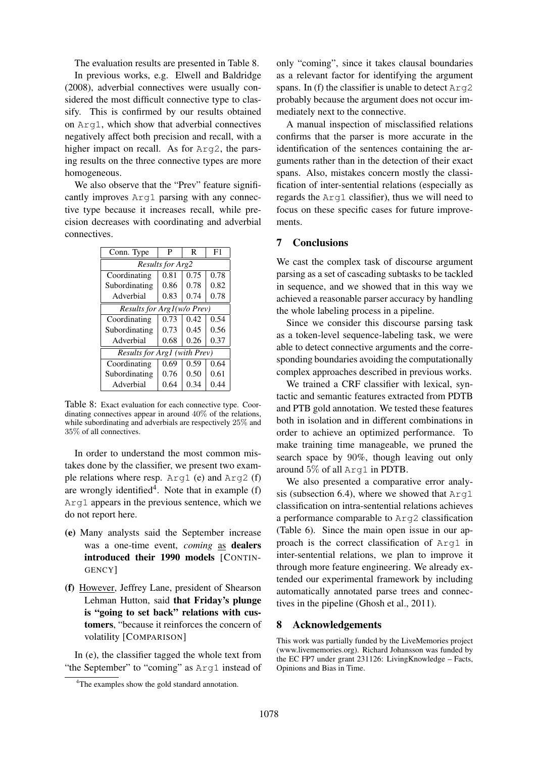The evaluation results are presented in Table 8.

In previous works, e.g. Elwell and Baldridge (2008), adverbial connectives were usually considered the most difficult connective type to classify. This is confirmed by our results obtained on Arg1, which show that adverbial connectives negatively affect both precision and recall, with a higher impact on recall. As for Arg2, the parsing results on the three connective types are more homogeneous.

We also observe that the "Prev" feature significantly improves Arg1 parsing with any connective type because it increases recall, while precision decreases with coordinating and adverbial connectives.

| Conn. Type | P | R | F1 |
|---|---|---|---|
| *Results for Arg2* | | | |
| Coordinating | 0.81 | 0.75 | 0.78 |
| Subordinating | 0.86 | 0.78 | 0.82 |
| Adverbial | 0.83 | 0.74 | 0.78 |
| *Results for Arg1(w/o Prev)* | | | |
| Coordinating | 0.73 | 0.42 | 0.54 |
| Subordinating | 0.73 | 0.45 | 0.56 |
| Adverbial | 0.68 | 0.26 | 0.37 |
| *Results for Arg1 (with Prev)* | | | |
| Coordinating | 0.69 | 0.59 | 0.64 |
| Subordinating | 0.76 | 0.50 | 0.61 |
| Adverbial | 0.64 | 0.34 | 0.44 |

Table 8: Exact evaluation for each connective type. Coordinating connectives appear in around 40% of the relations, while subordinating and adverbials are respectively 25% and 35% of all connectives.

In order to understand the most common mistakes done by the classifier, we present two example relations where resp. Arg1 (e) and Arg2 (f) are wrongly identified[4]. Note that in example (f) Arg1 appears in the previous sentence, which we do not report here.

**(e)** Many analysts said the September increase was a one-time event, *coming* as **dealers introduced their 1990 models** [CONTINGENCY]

**(f)** However, Jeffrey Lane, president of Shearson Lehman Hutton, said **that Friday's plunge is "going to set back" relations with customers**, "because it reinforces the concern of volatility [COMPARISON]

In (e), the classifier tagged the whole text from "the September" to "coming" as Arg1 instead of only "coming", since it takes clausal boundaries as a relevant factor for identifying the argument spans. In (f) the classifier is unable to detect Arg2 probably because the argument does not occur immediately next to the connective.

A manual inspection of misclassified relations confirms that the parser is more accurate in the identification of the sentences containing the arguments rather than in the detection of their exact spans. Also, mistakes concern mostly the classification of inter-sentential relations (especially as regards the Arg1 classifier), thus we will need to focus on these specific cases for future improvements.

[4] The examples show the gold standard annotation.

## 7 Conclusions

We cast the complex task of discourse argument parsing as a set of cascading subtasks to be tackled in sequence, and we showed that in this way we achieved a reasonable parser accuracy by handling the whole labeling process in a pipeline.

Since we consider this discourse parsing task as a token-level sequence-labeling task, we were able to detect connective arguments and the corresponding boundaries avoiding the computationally complex approaches described in previous works.

We trained a CRF classifier with lexical, syntactic and semantic features extracted from PDTB and PTB gold annotation. We tested these features both in isolation and in different combinations in order to achieve an optimized performance. To make training time manageable, we pruned the search space by 90%, though leaving out only around 5% of all Arg1 in PDTB.

We also presented a comparative error analysis (subsection 6.4), where we showed that Arg1 classification on intra-sentential relations achieves a performance comparable to Arg2 classification (Table 6). Since the main open issue in our approach is the correct classification of Arg1 in inter-sentential relations, we plan to improve it through more feature engineering. We already extended our experimental framework by including automatically annotated parse trees and connectives in the pipeline (Ghosh et al., 2011).

## 8 Acknowledgements

This work was partially funded by the LiveMemories project (www.livememories.org). Richard Johansson was funded by the EC FP7 under grant 231126: LivingKnowledge – Facts, Opinions and Bias in Time.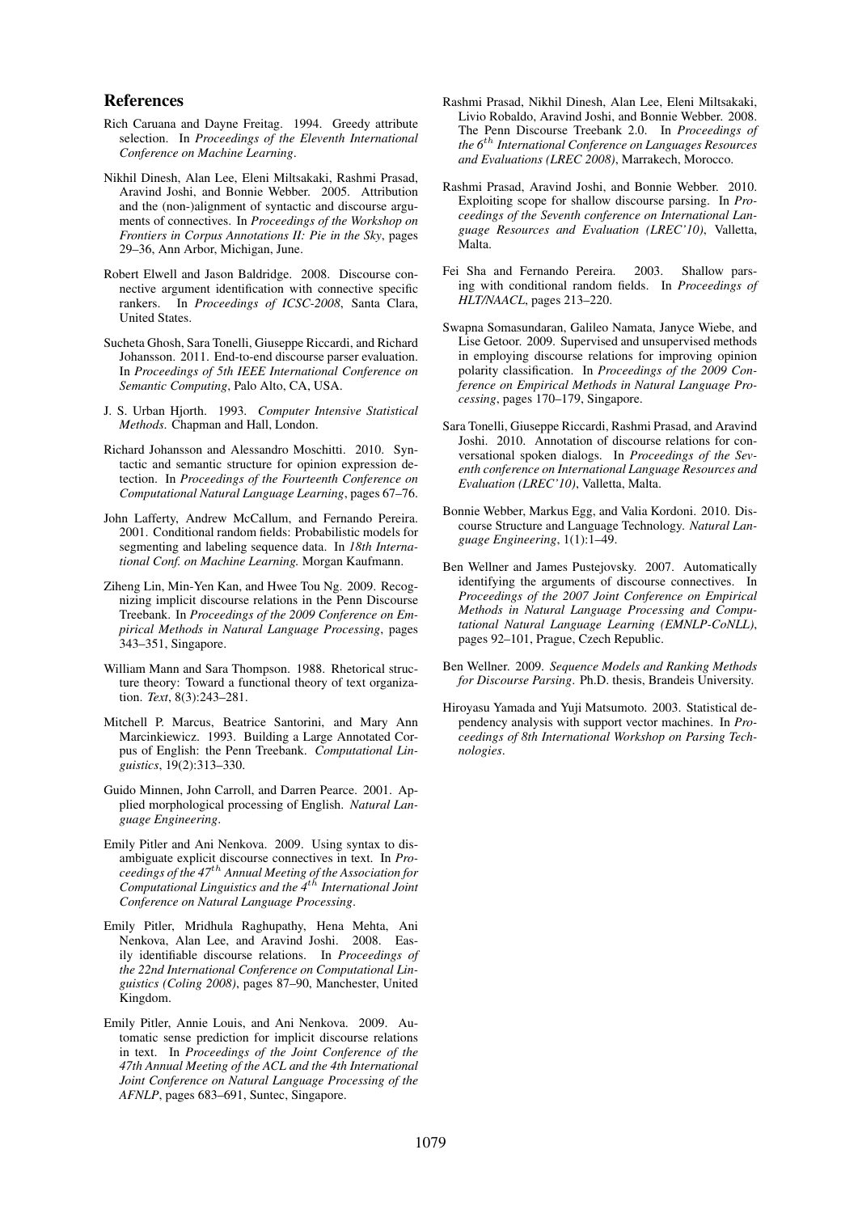## References

Rich Caruana and Dayne Freitag. 1994. Greedy attribute selection. In *Proceedings of the Eleventh International Conference on Machine Learning*.

Nikhil Dinesh, Alan Lee, Eleni Miltsakaki, Rashmi Prasad, Aravind Joshi, and Bonnie Webber. 2005. Attribution and the (non-)alignment of syntactic and discourse arguments of connectives. In *Proceedings of the Workshop on Frontiers in Corpus Annotations II: Pie in the Sky*, pages 29–36, Ann Arbor, Michigan, June.

Robert Elwell and Jason Baldridge. 2008. Discourse connective argument identification with connective specific rankers. In *Proceedings of ICSC-2008*, Santa Clara, United States.

Sucheta Ghosh, Sara Tonelli, Giuseppe Riccardi, and Richard Johansson. 2011. End-to-end discourse parser evaluation. In *Proceedings of 5th IEEE International Conference on Semantic Computing*, Palo Alto, CA, USA.

J. S. Urban Hjorth. 1993. *Computer Intensive Statistical Methods*. Chapman and Hall, London.

Richard Johansson and Alessandro Moschitti. 2010. Syntactic and semantic structure for opinion expression detection. In *Proceedings of the Fourteenth Conference on Computational Natural Language Learning*, pages 67–76.

John Lafferty, Andrew McCallum, and Fernando Pereira. 2001. Conditional random fields: Probabilistic models for segmenting and labeling sequence data. In *18th International Conf. on Machine Learning.* Morgan Kaufmann.

Ziheng Lin, Min-Yen Kan, and Hwee Tou Ng. 2009. Recognizing implicit discourse relations in the Penn Discourse Treebank. In *Proceedings of the 2009 Conference on Empirical Methods in Natural Language Processing*, pages 343–351, Singapore.

William Mann and Sara Thompson. 1988. Rhetorical structure theory: Toward a functional theory of text organization. *Text*, 8(3):243–281.

Mitchell P. Marcus, Beatrice Santorini, and Mary Ann Marcinkiewicz. 1993. Building a Large Annotated Corpus of English: the Penn Treebank. *Computational Linguistics*, 19(2):313–330.

Guido Minnen, John Carroll, and Darren Pearce. 2001. Applied morphological processing of English. *Natural Language Engineering*.

Emily Pitler and Ani Nenkova. 2009. Using syntax to disambiguate explicit discourse connectives in text. In *Proceedings of the 47$^{th}$ Annual Meeting of the Association for Computational Linguistics and the 4$^{th}$ International Joint Conference on Natural Language Processing*.

Emily Pitler, Mridhula Raghupathy, Hena Mehta, Ani Nenkova, Alan Lee, and Aravind Joshi. 2008. Easily identifiable discourse relations. In *Proceedings of the 22nd International Conference on Computational Linguistics (Coling 2008)*, pages 87–90, Manchester, United Kingdom.

Emily Pitler, Annie Louis, and Ani Nenkova. 2009. Automatic sense prediction for implicit discourse relations in text. In *Proceedings of the Joint Conference of the 47th Annual Meeting of the ACL and the 4th International Joint Conference on Natural Language Processing of the AFNLP*, pages 683–691, Suntec, Singapore.

Rashmi Prasad, Nikhil Dinesh, Alan Lee, Eleni Miltsakaki, Livio Robaldo, Aravind Joshi, and Bonnie Webber. 2008. The Penn Discourse Treebank 2.0. In *Proceedings of the 6$^{th}$ International Conference on Languages Resources and Evaluations (LREC 2008)*, Marrakech, Morocco.

Rashmi Prasad, Aravind Joshi, and Bonnie Webber. 2010. Exploiting scope for shallow discourse parsing. In *Proceedings of the Seventh conference on International Language Resources and Evaluation (LREC'10)*, Valletta, Malta.

Fei Sha and Fernando Pereira. 2003. Shallow parsing with conditional random fields. In *Proceedings of HLT/NAACL*, pages 213–220.

Swapna Somasundaran, Galileo Namata, Janyce Wiebe, and Lise Getoor. 2009. Supervised and unsupervised methods in employing discourse relations for improving opinion polarity classification. In *Proceedings of the 2009 Conference on Empirical Methods in Natural Language Processing*, pages 170–179, Singapore.

Sara Tonelli, Giuseppe Riccardi, Rashmi Prasad, and Aravind Joshi. 2010. Annotation of discourse relations for conversational spoken dialogs. In *Proceedings of the Seventh conference on International Language Resources and Evaluation (LREC'10)*, Valletta, Malta.

Bonnie Webber, Markus Egg, and Valia Kordoni. 2010. Discourse Structure and Language Technology. *Natural Language Engineering*, 1(1):1–49.

Ben Wellner and James Pustejovsky. 2007. Automatically identifying the arguments of discourse connectives. In *Proceedings of the 2007 Joint Conference on Empirical Methods in Natural Language Processing and Computational Natural Language Learning (EMNLP-CoNLL)*, pages 92–101, Prague, Czech Republic.

Ben Wellner. 2009. *Sequence Models and Ranking Methods for Discourse Parsing*. Ph.D. thesis, Brandeis University.

Hiroyasu Yamada and Yuji Matsumoto. 2003. Statistical dependency analysis with support vector machines. In *Proceedings of 8th International Workshop on Parsing Technologies*.